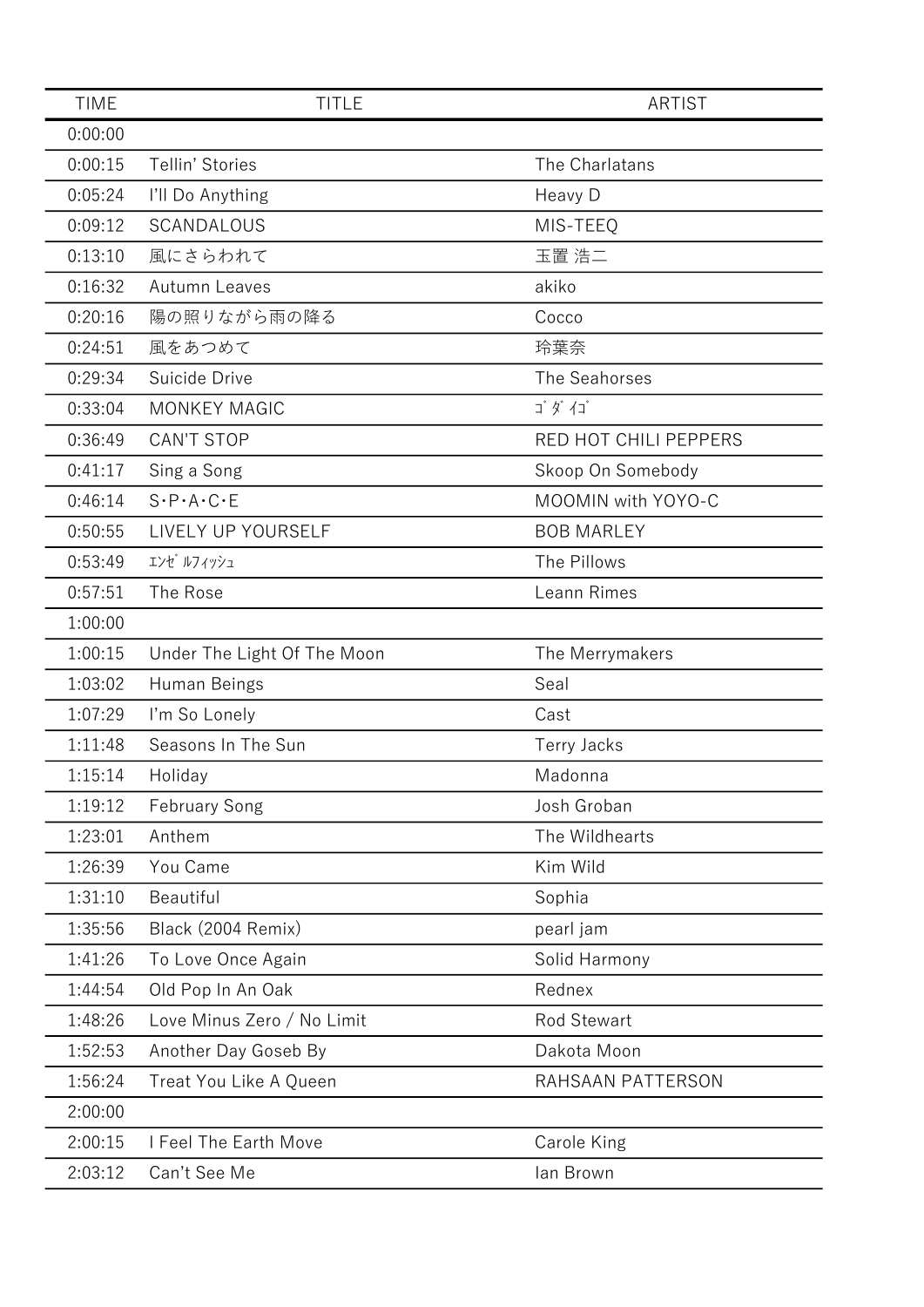| TIME | TITLE | ARTIST |
|---|---|---|
| 0:00:00 | | |
| 0:00:15 | Tellin' Stories | The Charlatans |
| 0:05:24 | I'll Do Anything | Heavy D |
| 0:09:12 | SCANDALOUS | MIS-TEEQ |
| 0:13:10 | 風にさらわれて | 玉置 浩二 |
| 0:16:32 | Autumn Leaves | akiko |
| 0:20:16 | 陽の照りながら雨の降る | Cocco |
| 0:24:51 | 風をあつめて | 玲葉奈 |
| 0:29:34 | Suicide Drive | The Seahorses |
| 0:33:04 | MONKEY MAGIC | ｺﾞﾀﾞｲｺﾞ |
| 0:36:49 | CAN'T STOP | RED HOT CHILI PEPPERS |
| 0:41:17 | Sing a Song | Skoop On Somebody |
| 0:46:14 | S･P･A･C･E | MOOMIN with YOYO-C |
| 0:50:55 | LIVELY UP YOURSELF | BOB MARLEY |
| 0:53:49 | ｴﾝｾﾞﾙﾌｨｯｼｭ | The Pillows |
| 0:57:51 | The Rose | Leann Rimes |
| 1:00:00 | | |
| 1:00:15 | Under The Light Of The Moon | The Merrymakers |
| 1:03:02 | Human Beings | Seal |
| 1:07:29 | I'm So Lonely | Cast |
| 1:11:48 | Seasons In The Sun | Terry Jacks |
| 1:15:14 | Holiday | Madonna |
| 1:19:12 | February Song | Josh Groban |
| 1:23:01 | Anthem | The Wildhearts |
| 1:26:39 | You Came | Kim Wild |
| 1:31:10 | Beautiful | Sophia |
| 1:35:56 | Black (2004 Remix) | pearl jam |
| 1:41:26 | To Love Once Again | Solid Harmony |
| 1:44:54 | Old Pop In An Oak | Rednex |
| 1:48:26 | Love Minus Zero / No Limit | Rod Stewart |
| 1:52:53 | Another Day Goseb By | Dakota Moon |
| 1:56:24 | Treat You Like A Queen | RAHSAAN PATTERSON |
| 2:00:00 | | |
| 2:00:15 | I Feel The Earth Move | Carole King |
| 2:03:12 | Can't See Me | Ian Brown |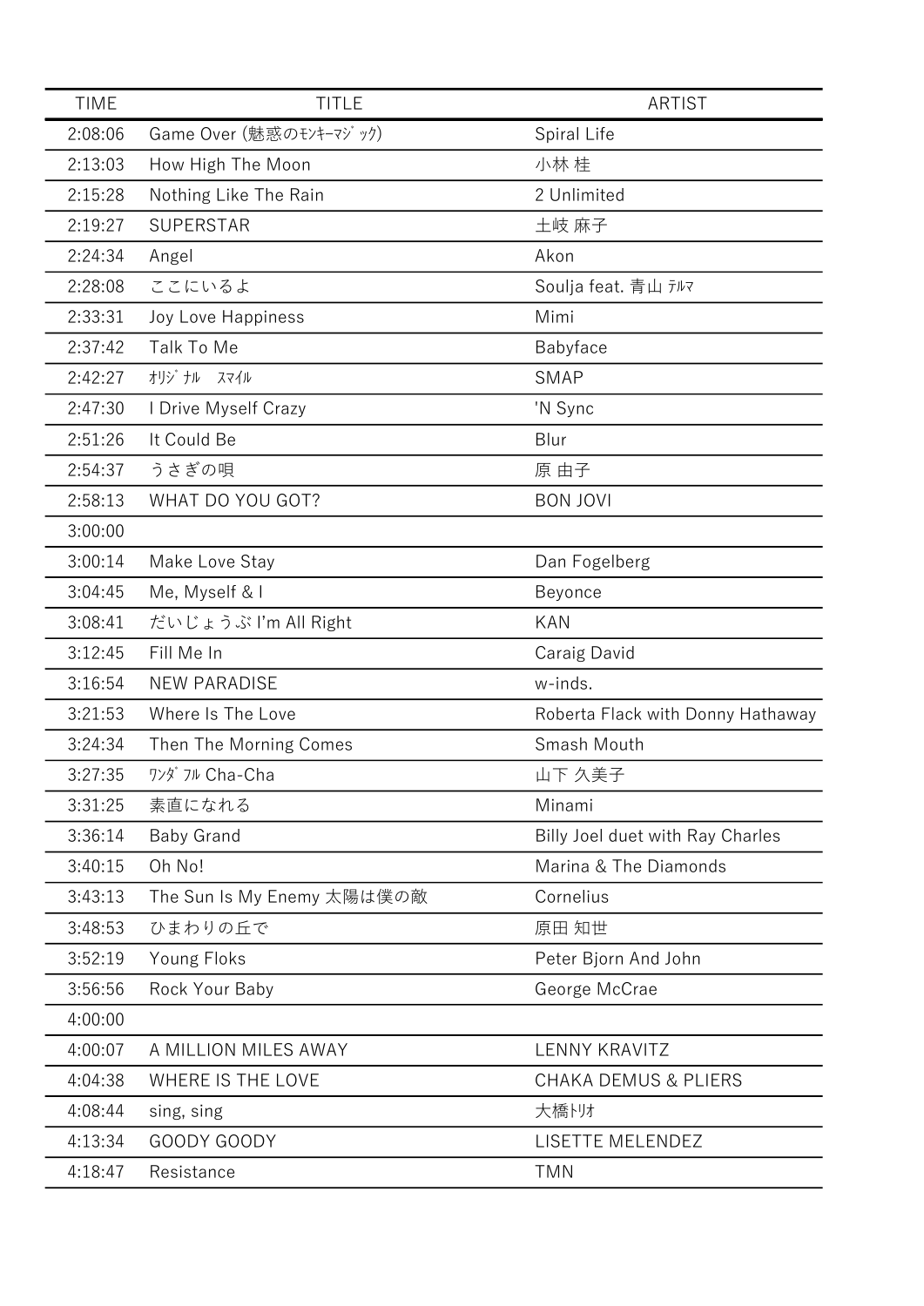| TIME | TITLE | ARTIST |
|---|---|---|
| 2:08:06 | Game Over (魅惑のﾓﾝｷｰﾏｼﾞｯｸ) | Spiral Life |
| 2:13:03 | How High The Moon | 小林 桂 |
| 2:15:28 | Nothing Like The Rain | 2 Unlimited |
| 2:19:27 | SUPERSTAR | 土岐 麻子 |
| 2:24:34 | Angel | Akon |
| 2:28:08 | ここにいるよ | Soulja feat. 青山 ﾃﾙﾏ |
| 2:33:31 | Joy Love Happiness | Mimi |
| 2:37:42 | Talk To Me | Babyface |
| 2:42:27 | ｵﾘｼﾞﾅﾙ　ｽﾏｲﾙ | SMAP |
| 2:47:30 | I Drive Myself Crazy | 'N Sync |
| 2:51:26 | It Could Be | Blur |
| 2:54:37 | うさぎの唄 | 原 由子 |
| 2:58:13 | WHAT DO YOU GOT? | BON JOVI |
| 3:00:00 | | |
| 3:00:14 | Make Love Stay | Dan Fogelberg |
| 3:04:45 | Me, Myself & I | Beyonce |
| 3:08:41 | だいじょうぶ I'm All Right | KAN |
| 3:12:45 | Fill Me In | Caraig David |
| 3:16:54 | NEW PARADISE | w-inds. |
| 3:21:53 | Where Is The Love | Roberta Flack with Donny Hathaway |
| 3:24:34 | Then The Morning Comes | Smash Mouth |
| 3:27:35 | ﾜﾝﾀﾞﾌﾙ Cha-Cha | 山下 久美子 |
| 3:31:25 | 素直になれる | Minami |
| 3:36:14 | Baby Grand | Billy Joel duet with Ray Charles |
| 3:40:15 | Oh No! | Marina & The Diamonds |
| 3:43:13 | The Sun Is My Enemy 太陽は僕の敵 | Cornelius |
| 3:48:53 | ひまわりの丘で | 原田 知世 |
| 3:52:19 | Young Floks | Peter Bjorn And John |
| 3:56:56 | Rock Your Baby | George McCrae |
| 4:00:00 | | |
| 4:00:07 | A MILLION MILES AWAY | LENNY KRAVITZ |
| 4:04:38 | WHERE IS THE LOVE | CHAKA DEMUS & PLIERS |
| 4:08:44 | sing, sing | 大橋ﾄﾘｵ |
| 4:13:34 | GOODY GOODY | LISETTE MELENDEZ |
| 4:18:47 | Resistance | TMN |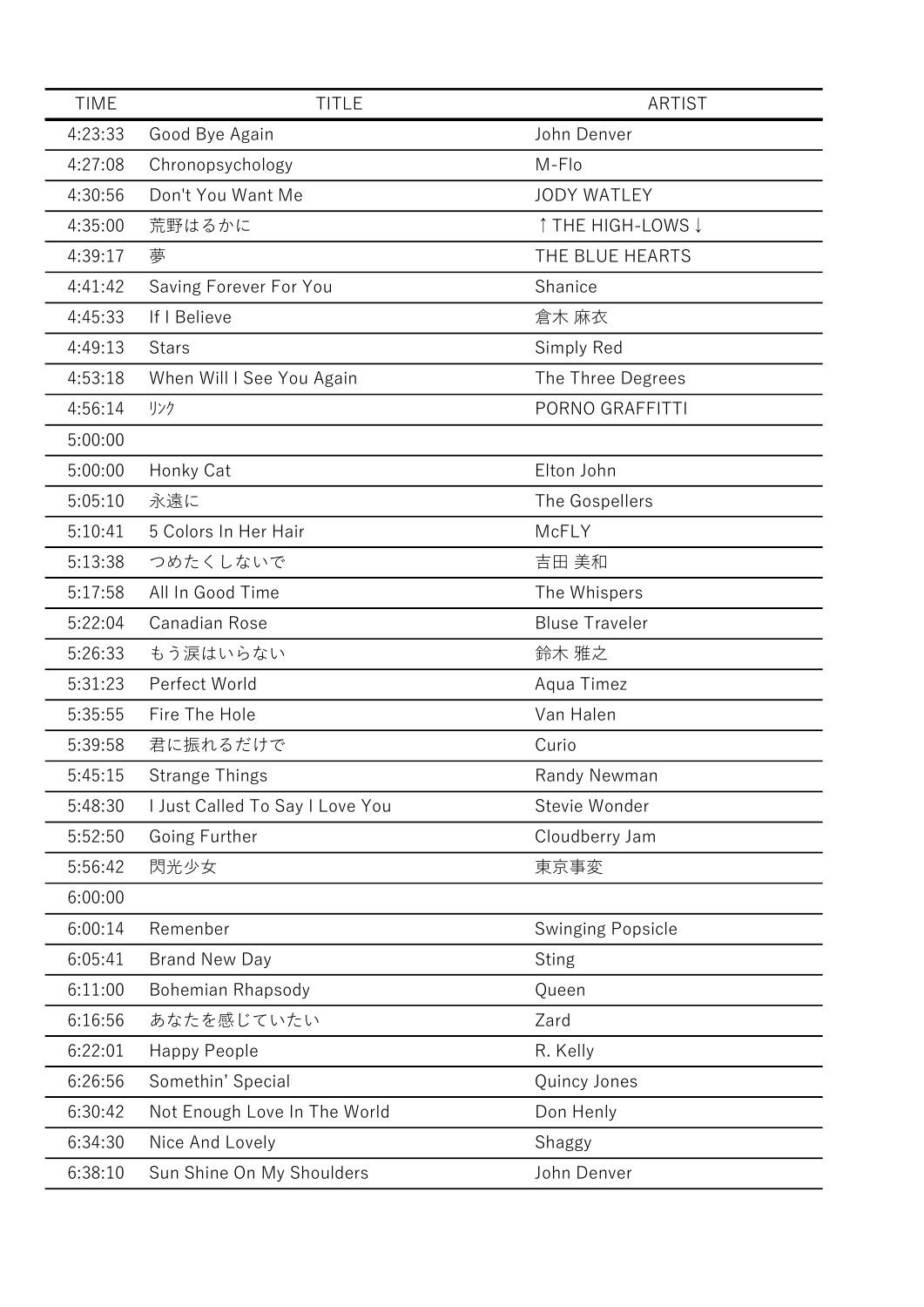| TIME | TITLE | ARTIST |
| --- | --- | --- |
| 4:23:33 | Good Bye Again | John Denver |
| 4:27:08 | Chronopsychology | M-Flo |
| 4:30:56 | Don't You Want Me | JODY WATLEY |
| 4:35:00 | 荒野はるかに | ↑THE HIGH-LOWS↓ |
| 4:39:17 | 夢 | THE BLUE HEARTS |
| 4:41:42 | Saving Forever For You | Shanice |
| 4:45:33 | If I Believe | 倉木 麻衣 |
| 4:49:13 | Stars | Simply Red |
| 4:53:18 | When Will I See You Again | The Three Degrees |
| 4:56:14 | ﾘﾝｸ | PORNO GRAFFITTI |
| 5:00:00 | | |
| 5:00:00 | Honky Cat | Elton John |
| 5:05:10 | 永遠に | The Gospellers |
| 5:10:41 | 5 Colors In Her Hair | McFLY |
| 5:13:38 | つめたくしないで | 吉田 美和 |
| 5:17:58 | All In Good Time | The Whispers |
| 5:22:04 | Canadian Rose | Bluse Traveler |
| 5:26:33 | もう涙はいらない | 鈴木 雅之 |
| 5:31:23 | Perfect World | Aqua Timez |
| 5:35:55 | Fire The Hole | Van Halen |
| 5:39:58 | 君に振れるだけで | Curio |
| 5:45:15 | Strange Things | Randy Newman |
| 5:48:30 | I Just Called To Say I Love You | Stevie Wonder |
| 5:52:50 | Going Further | Cloudberry Jam |
| 5:56:42 | 閃光少女 | 東京事変 |
| 6:00:00 | | |
| 6:00:14 | Remenber | Swinging Popsicle |
| 6:05:41 | Brand New Day | Sting |
| 6:11:00 | Bohemian Rhapsody | Queen |
| 6:16:56 | あなたを感じていたい | Zard |
| 6:22:01 | Happy People | R. Kelly |
| 6:26:56 | Somethin' Special | Quincy Jones |
| 6:30:42 | Not Enough Love In The World | Don Henly |
| 6:34:30 | Nice And Lovely | Shaggy |
| 6:38:10 | Sun Shine On My Shoulders | John Denver |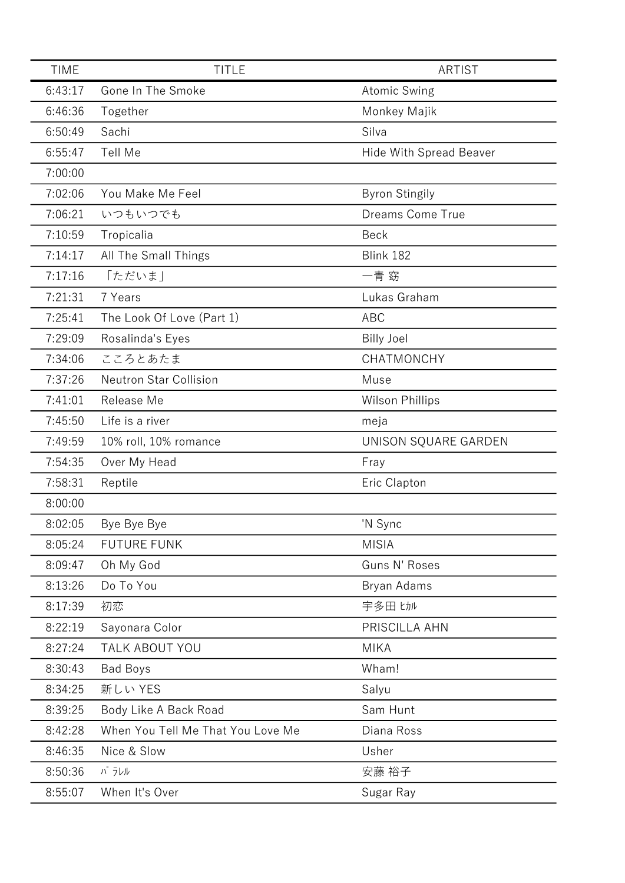| TIME | TITLE | ARTIST |
|---|---|---|
| 6:43:17 | Gone In The Smoke | Atomic Swing |
| 6:46:36 | Together | Monkey Majik |
| 6:50:49 | Sachi | Silva |
| 6:55:47 | Tell Me | Hide With Spread Beaver |
| 7:00:00 | | |
| 7:02:06 | You Make Me Feel | Byron Stingily |
| 7:06:21 | いつもいつでも | Dreams Come True |
| 7:10:59 | Tropicalia | Beck |
| 7:14:17 | All The Small Things | Blink 182 |
| 7:17:16 | 「ただいま」 | 一青 窈 |
| 7:21:31 | 7 Years | Lukas Graham |
| 7:25:41 | The Look Of Love (Part 1) | ABC |
| 7:29:09 | Rosalinda's Eyes | Billy Joel |
| 7:34:06 | こころとあたま | CHATMONCHY |
| 7:37:26 | Neutron Star Collision | Muse |
| 7:41:01 | Release Me | Wilson Phillips |
| 7:45:50 | Life is a river | meja |
| 7:49:59 | 10% roll, 10% romance | UNISON SQUARE GARDEN |
| 7:54:35 | Over My Head | Fray |
| 7:58:31 | Reptile | Eric Clapton |
| 8:00:00 | | |
| 8:02:05 | Bye Bye Bye | 'N Sync |
| 8:05:24 | FUTURE FUNK | MISIA |
| 8:09:47 | Oh My God | Guns N' Roses |
| 8:13:26 | Do To You | Bryan Adams |
| 8:17:39 | 初恋 | 宇多田 ﾋｶﾙ |
| 8:22:19 | Sayonara Color | PRISCILLA AHN |
| 8:27:24 | TALK ABOUT YOU | MIKA |
| 8:30:43 | Bad Boys | Wham! |
| 8:34:25 | 新しい YES | Salyu |
| 8:39:25 | Body Like A Back Road | Sam Hunt |
| 8:42:28 | When You Tell Me That You Love Me | Diana Ross |
| 8:46:35 | Nice & Slow | Usher |
| 8:50:36 | ﾊﾟﾗﾚﾙ | 安藤 裕子 |
| 8:55:07 | When It's Over | Sugar Ray |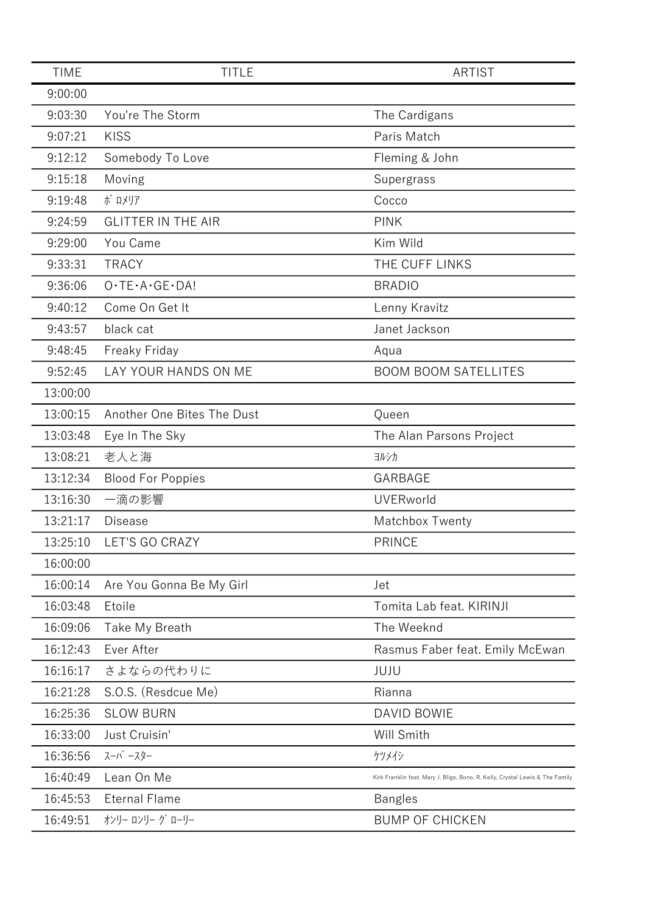| TIME | TITLE | ARTIST |
|---|---|---|
| 9:00:00 | | |
| 9:03:30 | You're The Storm | The Cardigans |
| 9:07:21 | KISS | Paris Match |
| 9:12:12 | Somebody To Love | Fleming & John |
| 9:15:18 | Moving | Supergrass |
| 9:19:48 | ﾎﾟﾛﾒﾘｱ | Cocco |
| 9:24:59 | GLITTER IN THE AIR | PINK |
| 9:29:00 | You Came | Kim Wild |
| 9:33:31 | TRACY | THE CUFF LINKS |
| 9:36:06 | O･TE･A･GE･DA! | BRADIO |
| 9:40:12 | Come On Get It | Lenny Kravitz |
| 9:43:57 | black cat | Janet Jackson |
| 9:48:45 | Freaky Friday | Aqua |
| 9:52:45 | LAY YOUR HANDS ON ME | BOOM BOOM SATELLITES |
| 13:00:00 | | |
| 13:00:15 | Another One Bites The Dust | Queen |
| 13:03:48 | Eye In The Sky | The Alan Parsons Project |
| 13:08:21 | 老人と海 | ﾖﾙｼｶ |
| 13:12:34 | Blood For Poppies | GARBAGE |
| 13:16:30 | 一滴の影響 | UVERworld |
| 13:21:17 | Disease | Matchbox Twenty |
| 13:25:10 | LET'S GO CRAZY | PRINCE |
| 16:00:00 | | |
| 16:00:14 | Are You Gonna Be My Girl | Jet |
| 16:03:48 | Etoile | Tomita Lab feat. KIRINJI |
| 16:09:06 | Take My Breath | The Weeknd |
| 16:12:43 | Ever After | Rasmus Faber feat. Emily McEwan |
| 16:16:17 | さよならの代わりに | JUJU |
| 16:21:28 | S.O.S. (Resdcue Me) | Rianna |
| 16:25:36 | SLOW BURN | DAVID BOWIE |
| 16:33:00 | Just Cruisin' | Will Smith |
| 16:36:56 | ｽｰﾊﾟｰｽﾀｰ | ｹﾂﾒｲｼ |
| 16:40:49 | Lean On Me | Kirk Franklin feat. Mary J. Blige, Bono, R. Kelly, Crystal Lewis & The Family |
| 16:45:53 | Eternal Flame | Bangles |
| 16:49:51 | ｵﾝﾘｰ ﾛﾝﾘｰ ｸﾞﾛｰﾘｰ | BUMP OF CHICKEN |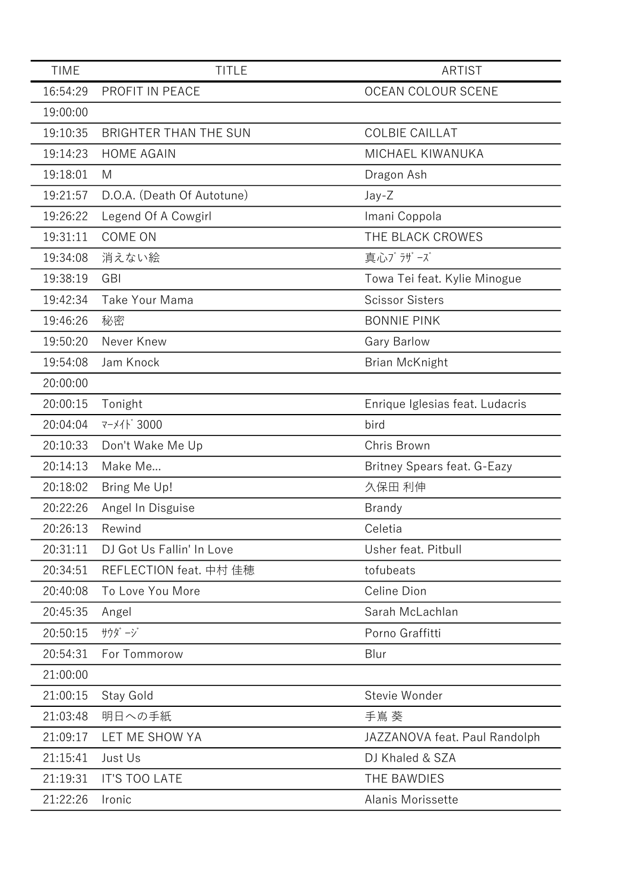| TIME | TITLE | ARTIST |
|---|---|---|
| 16:54:29 | PROFIT IN PEACE | OCEAN COLOUR SCENE |
| 19:00:00 | | |
| 19:10:35 | BRIGHTER THAN THE SUN | COLBIE CAILLAT |
| 19:14:23 | HOME AGAIN | MICHAEL KIWANUKA |
| 19:18:01 | M | Dragon Ash |
| 19:21:57 | D.O.A. (Death Of Autotune) | Jay-Z |
| 19:26:22 | Legend Of A Cowgirl | Imani Coppola |
| 19:31:11 | COME ON | THE BLACK CROWES |
| 19:34:08 | 消えない絵 | 真心ﾌﾞﾗｻﾞｰｽﾞ |
| 19:38:19 | GBI | Towa Tei feat. Kylie Minogue |
| 19:42:34 | Take Your Mama | Scissor Sisters |
| 19:46:26 | 秘密 | BONNIE PINK |
| 19:50:20 | Never Knew | Gary Barlow |
| 19:54:08 | Jam Knock | Brian McKnight |
| 20:00:00 | | |
| 20:00:15 | Tonight | Enrique Iglesias feat. Ludacris |
| 20:04:04 | ﾏｰﾒｲﾄﾞ3000 | bird |
| 20:10:33 | Don't Wake Me Up | Chris Brown |
| 20:14:13 | Make Me... | Britney Spears feat. G-Eazy |
| 20:18:02 | Bring Me Up! | 久保田 利伸 |
| 20:22:26 | Angel In Disguise | Brandy |
| 20:26:13 | Rewind | Celetia |
| 20:31:11 | DJ Got Us Fallin' In Love | Usher feat. Pitbull |
| 20:34:51 | REFLECTION feat. 中村 佳穂 | tofubeats |
| 20:40:08 | To Love You More | Celine Dion |
| 20:45:35 | Angel | Sarah McLachlan |
| 20:50:15 | ｻｳﾀﾞｰｼﾞ | Porno Graffitti |
| 20:54:31 | For Tommorow | Blur |
| 21:00:00 | | |
| 21:00:15 | Stay Gold | Stevie Wonder |
| 21:03:48 | 明日への手紙 | 手嶌 葵 |
| 21:09:17 | LET ME SHOW YA | JAZZANOVA feat. Paul Randolph |
| 21:15:41 | Just Us | DJ Khaled & SZA |
| 21:19:31 | IT'S TOO LATE | THE BAWDIES |
| 21:22:26 | Ironic | Alanis Morissette |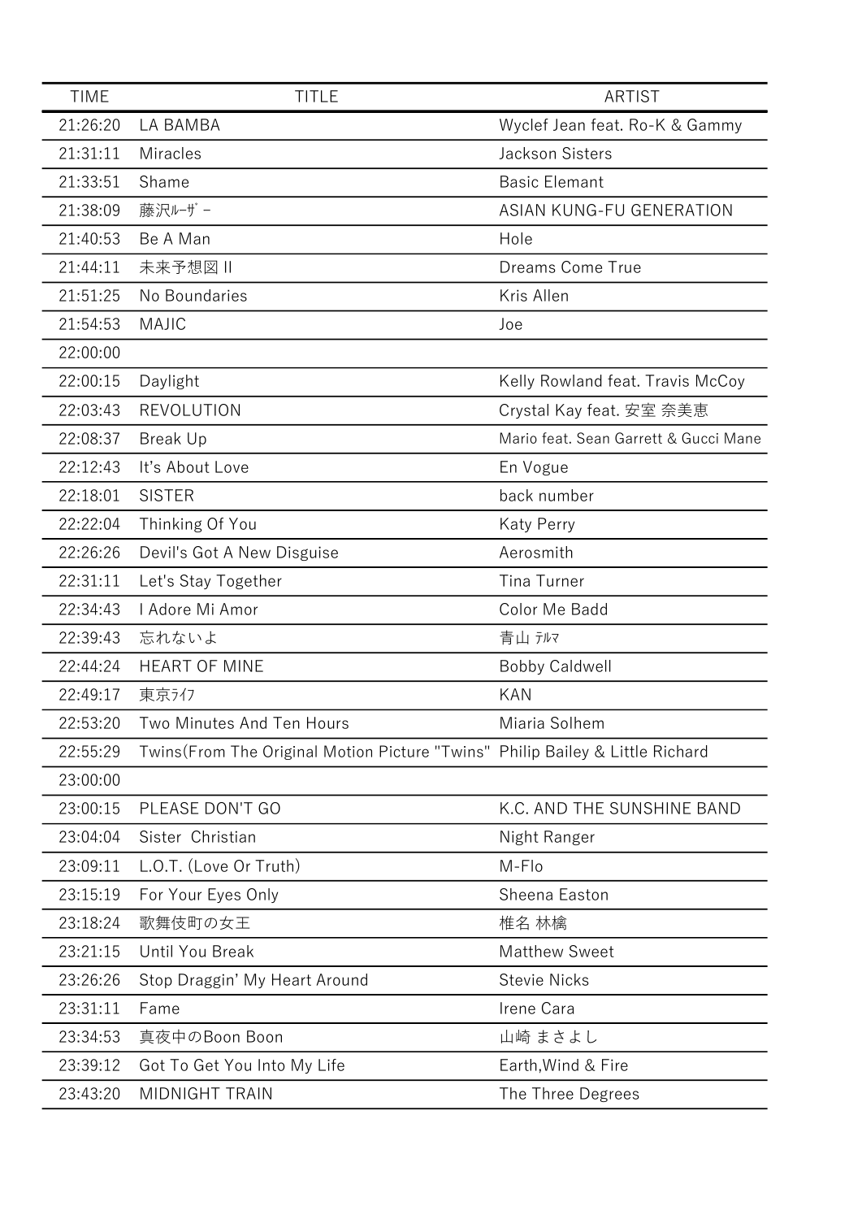| TIME | TITLE | ARTIST |
|---|---|---|
| 21:26:20 | LA BAMBA | Wyclef Jean feat. Ro-K & Gammy |
| 21:31:11 | Miracles | Jackson Sisters |
| 21:33:51 | Shame | Basic Elemant |
| 21:38:09 | 藤沢ﾙｰｻﾞｰ | ASIAN KUNG-FU GENERATION |
| 21:40:53 | Be A Man | Hole |
| 21:44:11 | 未来予想図 II | Dreams Come True |
| 21:51:25 | No Boundaries | Kris Allen |
| 21:54:53 | MAJIC | Joe |
| 22:00:00 | | |
| 22:00:15 | Daylight | Kelly Rowland feat. Travis McCoy |
| 22:03:43 | REVOLUTION | Crystal Kay feat. 安室 奈美恵 |
| 22:08:37 | Break Up | Mario feat. Sean Garrett & Gucci Mane |
| 22:12:43 | It's About Love | En Vogue |
| 22:18:01 | SISTER | back number |
| 22:22:04 | Thinking Of You | Katy Perry |
| 22:26:26 | Devil's Got A New Disguise | Aerosmith |
| 22:31:11 | Let's Stay Together | Tina Turner |
| 22:34:43 | I Adore Mi Amor | Color Me Badd |
| 22:39:43 | 忘れないよ | 青山 ﾃﾙﾏ |
| 22:44:24 | HEART OF MINE | Bobby Caldwell |
| 22:49:17 | 東京ﾗｲﾌ | KAN |
| 22:53:20 | Two Minutes And Ten Hours | Miaria Solhem |
| 22:55:29 | Twins(From The Original Motion Picture "Twins" | Philip Bailey & Little Richard |
| 23:00:00 | | |
| 23:00:15 | PLEASE DON'T GO | K.C. AND THE SUNSHINE BAND |
| 23:04:04 | Sister  Christian | Night Ranger |
| 23:09:11 | L.O.T. (Love Or Truth) | M-Flo |
| 23:15:19 | For Your Eyes Only | Sheena Easton |
| 23:18:24 | 歌舞伎町の女王 | 椎名 林檎 |
| 23:21:15 | Until You Break | Matthew Sweet |
| 23:26:26 | Stop Draggin' My Heart Around | Stevie Nicks |
| 23:31:11 | Fame | Irene Cara |
| 23:34:53 | 真夜中のBoon Boon | 山崎 まさよし |
| 23:39:12 | Got To Get You Into My Life | Earth,Wind & Fire |
| 23:43:20 | MIDNIGHT TRAIN | The Three Degrees |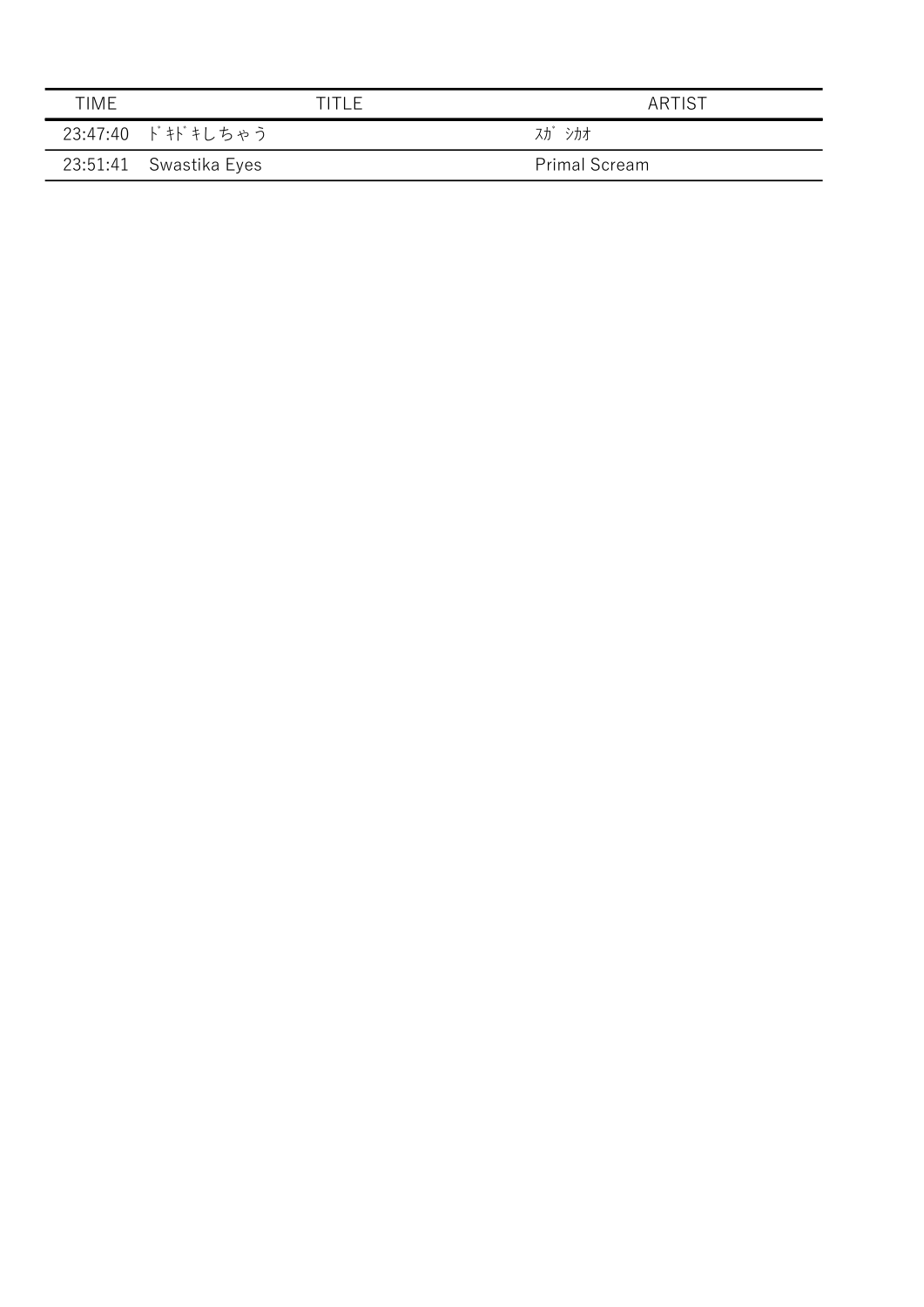| TIME | TITLE | ARTIST |
|---|---|---|
| 23:47:40 | ﾄﾞｷﾄﾞｷしちゃう | ｽｶﾞｼｶｵ |
| 23:51:41 | Swastika Eyes | Primal Scream |